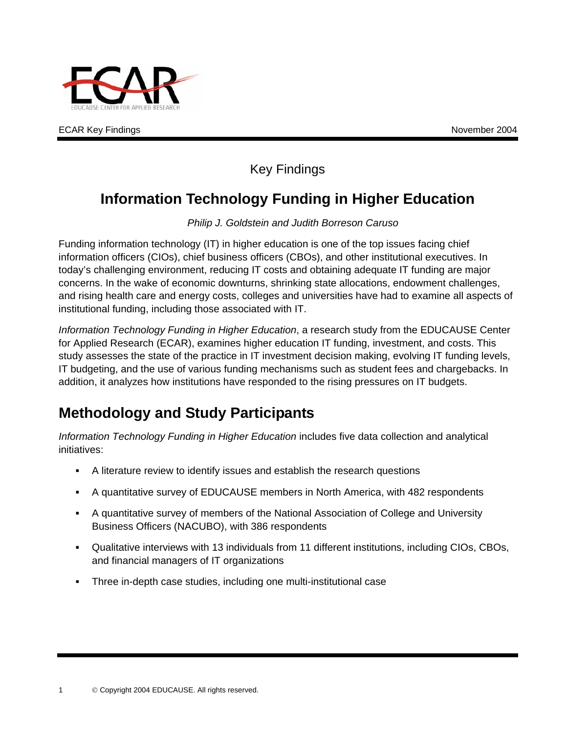ECAR Key Findings November 2004

Key Findings

# Information Technology Funding in Higher Education

*Philip J. Goldstein and Judith Borreson Caruso*

Funding information technology (IT) in higher education is one of the top issues facing chief information officers (CIOs), chief business officers (CBOs), and other institutional executives. In today's challenging environment, reducing IT costs and obtaining adequate IT funding are major concerns. In the wake of economic downturns, shrinking state allocations, endowment challenges, and rising health care and energy costs, colleges and universities have had to examine all aspects of institutional funding, including those associated with IT.

*Information Technology Funding in Higher Education*, a research study from the EDUCAUSE Center for Applied Research (ECAR), examines higher education IT funding, investment, and costs. This study assesses the state of the practice in IT investment decision making, evolving IT funding levels, IT budgeting, and the use of various funding mechanisms such as student fees and chargebacks. In addition, it analyzes how institutions have responded to the rising pressures on IT budgets.

## Methodology and Study Participants

*Information Technology Funding in Higher Education* includes five data collection and analytical initiatives:

- A literature review to identify issues and establish the research questions
- A quantitative survey of EDUCAUSE members in North America, with 482 respondents
- A quantitative survey of members of the National Association of College and University Business Officers (NACUBO), with 386 respondents
- Qualitative interviews with 13 individuals from 11 different institutions, including CIOs, CBOs, and financial managers of IT organizations
- Three in-depth case studies, including one multi-institutional case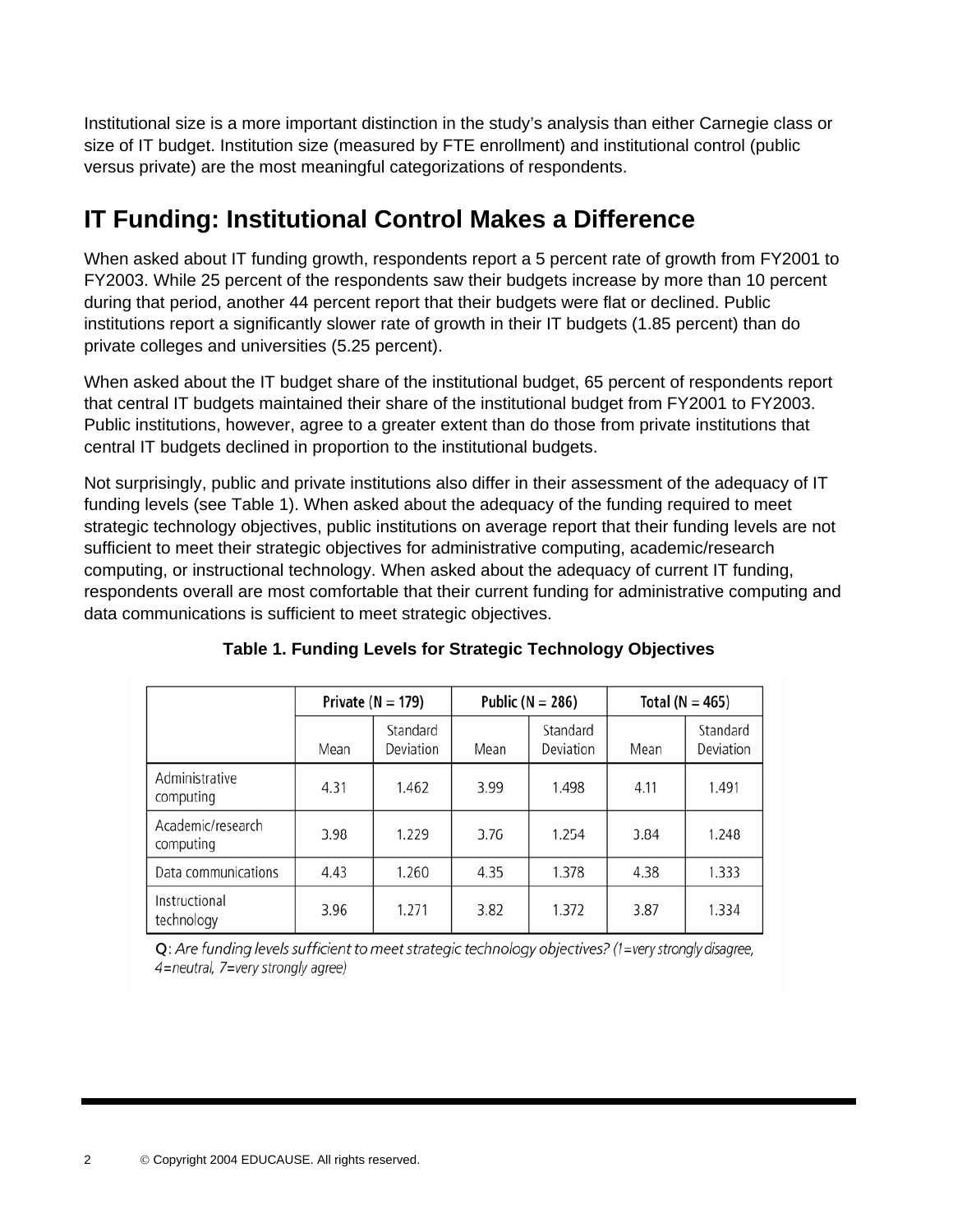Institutional size is a more important distinction in the study's analysis than either Carnegie class or size of IT budget. Institution size (measured by FTE enrollment) and institutional control (public versus private) are the most meaningful categorizations of respondents.

## IT Funding: Institutional Control Makes a Difference

When asked about IT funding growth, respondents report a 5 percent rate of growth from FY2001 to FY2003. While 25 percent of the respondents saw their budgets increase by more than 10 percent during that period, another 44 percent report that their budgets were flat or declined. Public institutions report a significantly slower rate of growth in their IT budgets (1.85 percent) than do private colleges and universities (5.25 percent).

When asked about the IT budget share of the institutional budget, 65 percent of respondents report that central IT budgets maintained their share of the institutional budget from FY2001 to FY2003. Public institutions, however, agree to a greater extent than do those from private institutions that central IT budgets declined in proportion to the institutional budgets.

Not surprisingly, public and private institutions also differ in their assessment of the adequacy of IT funding levels (see Table 1). When asked about the adequacy of the funding required to meet strategic technology objectives, public institutions on average report that their funding levels are not sufficient to meet their strategic objectives for administrative computing, academic/research computing, or instructional technology. When asked about the adequacy of current IT funding, respondents overall are most comfortable that their current funding for administrative computing and data communications is sufficient to meet strategic objectives.

**Table 1. Funding Levels for Strategic Technology Objectives**

| | Private (N = 179) | | Public (N = 286) | | Total (N = 465) | |
|---|---|---|---|---|---|---|
| | Mean | Standard Deviation | Mean | Standard Deviation | Mean | Standard Deviation |
| Administrative computing | 4.31 | 1.462 | 3.99 | 1.498 | 4.11 | 1.491 |
| Academic/research computing | 3.98 | 1.229 | 3.76 | 1.254 | 3.84 | 1.248 |
| Data communications | 4.43 | 1.260 | 4.35 | 1.378 | 4.38 | 1.333 |
| Instructional technology | 3.96 | 1.271 | 3.82 | 1.372 | 3.87 | 1.334 |

Q: *Are funding levels sufficient to meet strategic technology objectives? (1=very strongly disagree, 4=neutral, 7=very strongly agree)*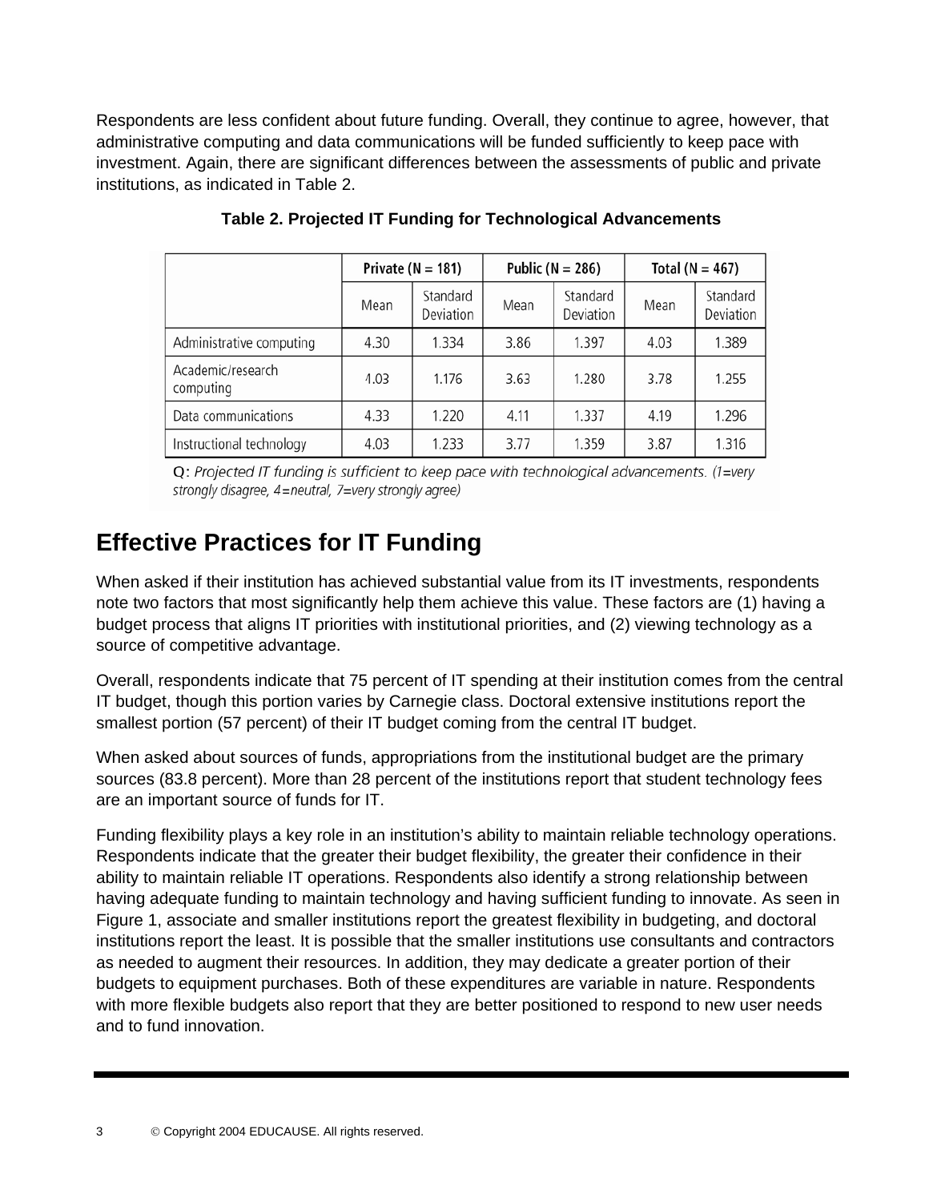Respondents are less confident about future funding. Overall, they continue to agree, however, that administrative computing and data communications will be funded sufficiently to keep pace with investment. Again, there are significant differences between the assessments of public and private institutions, as indicated in Table 2.

**Table 2. Projected IT Funding for Technological Advancements**

| | Private (N = 181) | | Public (N = 286) | | Total (N = 467) | |
|---|---|---|---|---|---|---|
| | Mean | Standard Deviation | Mean | Standard Deviation | Mean | Standard Deviation |
| Administrative computing | 4.30 | 1.334 | 3.86 | 1.397 | 4.03 | 1.389 |
| Academic/research computing | 4.03 | 1.176 | 3.63 | 1.280 | 3.78 | 1.255 |
| Data communications | 4.33 | 1.220 | 4.11 | 1.337 | 4.19 | 1.296 |
| Instructional technology | 4.03 | 1.233 | 3.77 | 1.359 | 3.87 | 1.316 |

Q: *Projected IT funding is sufficient to keep pace with technological advancements. (1=very strongly disagree, 4=neutral, 7=very strongly agree)*

## Effective Practices for IT Funding

When asked if their institution has achieved substantial value from its IT investments, respondents note two factors that most significantly help them achieve this value. These factors are (1) having a budget process that aligns IT priorities with institutional priorities, and (2) viewing technology as a source of competitive advantage.

Overall, respondents indicate that 75 percent of IT spending at their institution comes from the central IT budget, though this portion varies by Carnegie class. Doctoral extensive institutions report the smallest portion (57 percent) of their IT budget coming from the central IT budget.

When asked about sources of funds, appropriations from the institutional budget are the primary sources (83.8 percent). More than 28 percent of the institutions report that student technology fees are an important source of funds for IT.

Funding flexibility plays a key role in an institution's ability to maintain reliable technology operations. Respondents indicate that the greater their budget flexibility, the greater their confidence in their ability to maintain reliable IT operations. Respondents also identify a strong relationship between having adequate funding to maintain technology and having sufficient funding to innovate. As seen in Figure 1, associate and smaller institutions report the greatest flexibility in budgeting, and doctoral institutions report the least. It is possible that the smaller institutions use consultants and contractors as needed to augment their resources. In addition, they may dedicate a greater portion of their budgets to equipment purchases. Both of these expenditures are variable in nature. Respondents with more flexible budgets also report that they are better positioned to respond to new user needs and to fund innovation.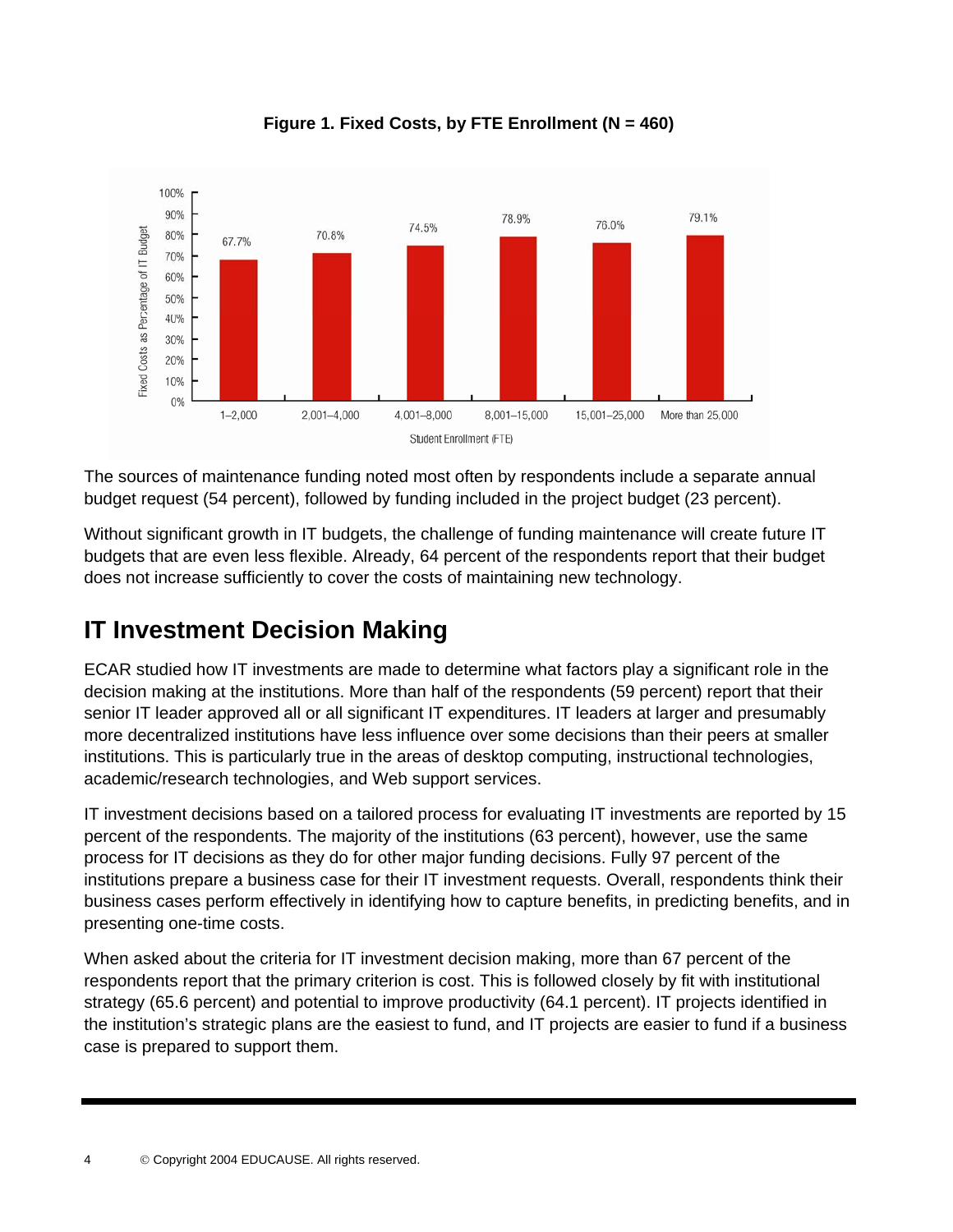**Figure 1. Fixed Costs, by FTE Enrollment (N = 460)**

| Student Enrollment (FTE) | Fixed Costs as Percentage of IT Budget |
| --- | --- |
| 1–2,000 | 67.7% |
| 2,001–4,000 | 70.8% |
| 4,001–8,000 | 74.5% |
| 8,001–15,000 | 78.9% |
| 15,001–25,000 | 76.0% |
| More than 25,000 | 79.1% |

The sources of maintenance funding noted most often by respondents include a separate annual budget request (54 percent), followed by funding included in the project budget (23 percent).

Without significant growth in IT budgets, the challenge of funding maintenance will create future IT budgets that are even less flexible. Already, 64 percent of the respondents report that their budget does not increase sufficiently to cover the costs of maintaining new technology.

## IT Investment Decision Making

ECAR studied how IT investments are made to determine what factors play a significant role in the decision making at the institutions. More than half of the respondents (59 percent) report that their senior IT leader approved all or all significant IT expenditures. IT leaders at larger and presumably more decentralized institutions have less influence over some decisions than their peers at smaller institutions. This is particularly true in the areas of desktop computing, instructional technologies, academic/research technologies, and Web support services.

IT investment decisions based on a tailored process for evaluating IT investments are reported by 15 percent of the respondents. The majority of the institutions (63 percent), however, use the same process for IT decisions as they do for other major funding decisions. Fully 97 percent of the institutions prepare a business case for their IT investment requests. Overall, respondents think their business cases perform effectively in identifying how to capture benefits, in predicting benefits, and in presenting one-time costs.

When asked about the criteria for IT investment decision making, more than 67 percent of the respondents report that the primary criterion is cost. This is followed closely by fit with institutional strategy (65.6 percent) and potential to improve productivity (64.1 percent). IT projects identified in the institution's strategic plans are the easiest to fund, and IT projects are easier to fund if a business case is prepared to support them.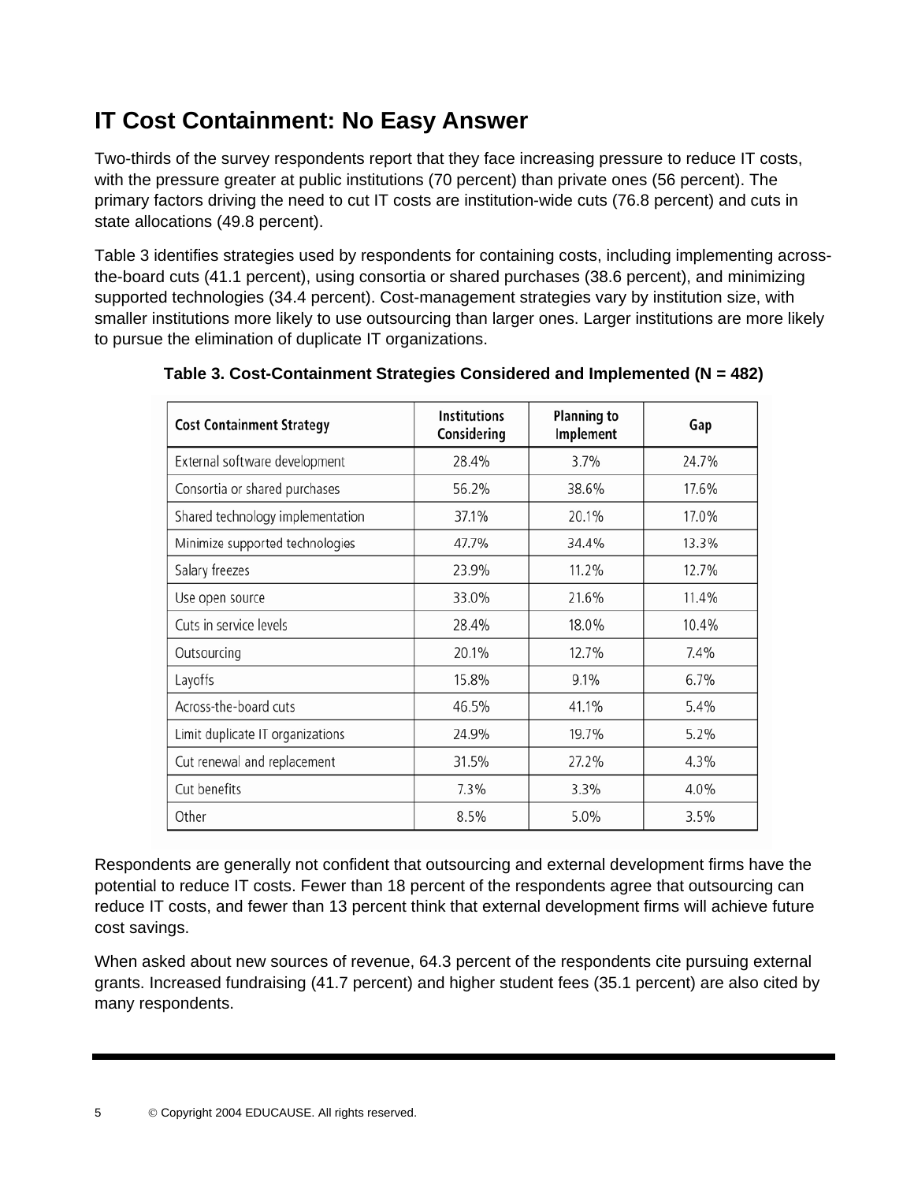## IT Cost Containment: No Easy Answer

Two-thirds of the survey respondents report that they face increasing pressure to reduce IT costs, with the pressure greater at public institutions (70 percent) than private ones (56 percent). The primary factors driving the need to cut IT costs are institution-wide cuts (76.8 percent) and cuts in state allocations (49.8 percent).

Table 3 identifies strategies used by respondents for containing costs, including implementing across-the-board cuts (41.1 percent), using consortia or shared purchases (38.6 percent), and minimizing supported technologies (34.4 percent). Cost-management strategies vary by institution size, with smaller institutions more likely to use outsourcing than larger ones. Larger institutions are more likely to pursue the elimination of duplicate IT organizations.

**Table 3. Cost-Containment Strategies Considered and Implemented (N = 482)**

| Cost Containment Strategy | Institutions Considering | Planning to Implement | Gap |
|---|---|---|---|
| External software development | 28.4% | 3.7% | 24.7% |
| Consortia or shared purchases | 56.2% | 38.6% | 17.6% |
| Shared technology implementation | 37.1% | 20.1% | 17.0% |
| Minimize supported technologies | 47.7% | 34.4% | 13.3% |
| Salary freezes | 23.9% | 11.2% | 12.7% |
| Use open source | 33.0% | 21.6% | 11.4% |
| Cuts in service levels | 28.4% | 18.0% | 10.4% |
| Outsourcing | 20.1% | 12.7% | 7.4% |
| Layoffs | 15.8% | 9.1% | 6.7% |
| Across-the-board cuts | 46.5% | 41.1% | 5.4% |
| Limit duplicate IT organizations | 24.9% | 19.7% | 5.2% |
| Cut renewal and replacement | 31.5% | 27.2% | 4.3% |
| Cut benefits | 7.3% | 3.3% | 4.0% |
| Other | 8.5% | 5.0% | 3.5% |

Respondents are generally not confident that outsourcing and external development firms have the potential to reduce IT costs. Fewer than 18 percent of the respondents agree that outsourcing can reduce IT costs, and fewer than 13 percent think that external development firms will achieve future cost savings.

When asked about new sources of revenue, 64.3 percent of the respondents cite pursuing external grants. Increased fundraising (41.7 percent) and higher student fees (35.1 percent) are also cited by many respondents.

© Copyright 2004 EDUCAUSE. All rights reserved.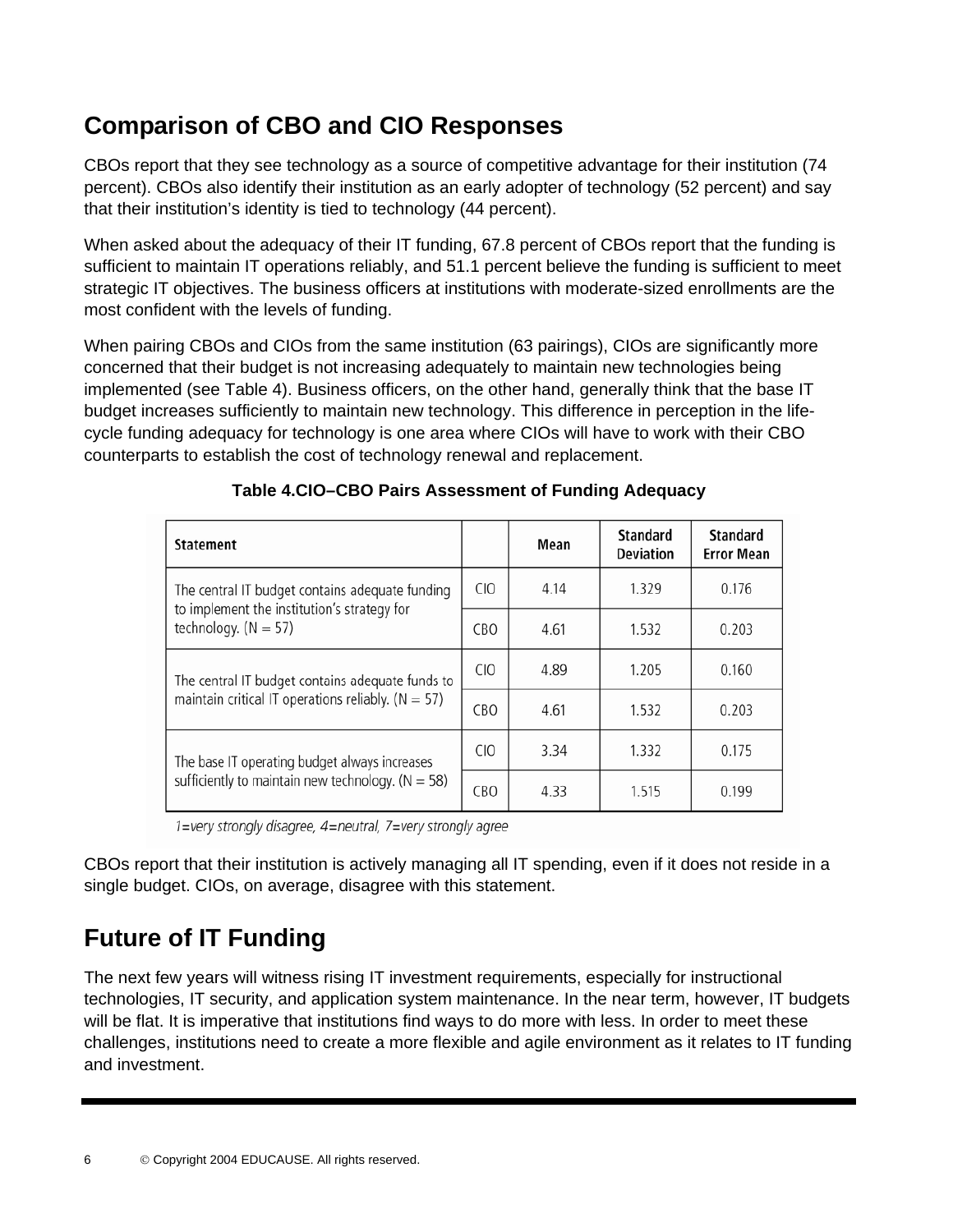## Comparison of CBO and CIO Responses

CBOs report that they see technology as a source of competitive advantage for their institution (74 percent). CBOs also identify their institution as an early adopter of technology (52 percent) and say that their institution's identity is tied to technology (44 percent).

When asked about the adequacy of their IT funding, 67.8 percent of CBOs report that the funding is sufficient to maintain IT operations reliably, and 51.1 percent believe the funding is sufficient to meet strategic IT objectives. The business officers at institutions with moderate-sized enrollments are the most confident with the levels of funding.

When pairing CBOs and CIOs from the same institution (63 pairings), CIOs are significantly more concerned that their budget is not increasing adequately to maintain new technologies being implemented (see Table 4). Business officers, on the other hand, generally think that the base IT budget increases sufficiently to maintain new technology. This difference in perception in the life-cycle funding adequacy for technology is one area where CIOs will have to work with their CBO counterparts to establish the cost of technology renewal and replacement.

**Table 4.CIO–CBO Pairs Assessment of Funding Adequacy**

| Statement | | Mean | Standard Deviation | Standard Error Mean |
|---|---|---|---|---|
| The central IT budget contains adequate funding to implement the institution's strategy for technology. (N = 57) | CIO | 4.14 | 1.329 | 0.176 |
| | CBO | 4.61 | 1.532 | 0.203 |
| The central IT budget contains adequate funds to maintain critical IT operations reliably. (N = 57) | CIO | 4.89 | 1.205 | 0.160 |
| | CBO | 4.61 | 1.532 | 0.203 |
| The base IT operating budget always increases sufficiently to maintain new technology. (N = 58) | CIO | 3.34 | 1.332 | 0.175 |
| | CBO | 4.33 | 1.515 | 0.199 |

*1=very strongly disagree, 4=neutral, 7=very strongly agree*

CBOs report that their institution is actively managing all IT spending, even if it does not reside in a single budget. CIOs, on average, disagree with this statement.

## Future of IT Funding

The next few years will witness rising IT investment requirements, especially for instructional technologies, IT security, and application system maintenance. In the near term, however, IT budgets will be flat. It is imperative that institutions find ways to do more with less. In order to meet these challenges, institutions need to create a more flexible and agile environment as it relates to IT funding and investment.

© Copyright 2004 EDUCAUSE. All rights reserved.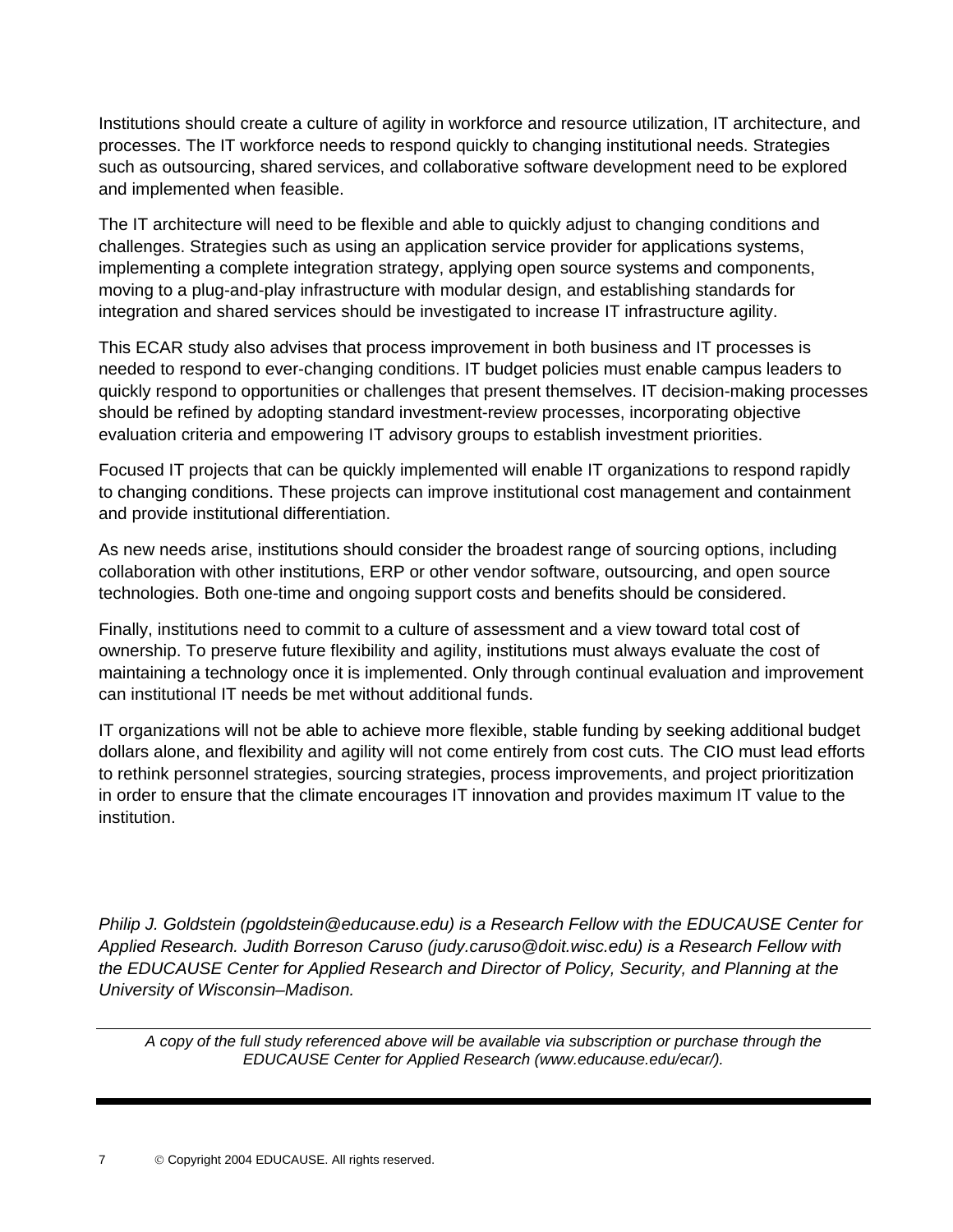Institutions should create a culture of agility in workforce and resource utilization, IT architecture, and processes. The IT workforce needs to respond quickly to changing institutional needs. Strategies such as outsourcing, shared services, and collaborative software development need to be explored and implemented when feasible.

The IT architecture will need to be flexible and able to quickly adjust to changing conditions and challenges. Strategies such as using an application service provider for applications systems, implementing a complete integration strategy, applying open source systems and components, moving to a plug-and-play infrastructure with modular design, and establishing standards for integration and shared services should be investigated to increase IT infrastructure agility.

This ECAR study also advises that process improvement in both business and IT processes is needed to respond to ever-changing conditions. IT budget policies must enable campus leaders to quickly respond to opportunities or challenges that present themselves. IT decision-making processes should be refined by adopting standard investment-review processes, incorporating objective evaluation criteria and empowering IT advisory groups to establish investment priorities.

Focused IT projects that can be quickly implemented will enable IT organizations to respond rapidly to changing conditions. These projects can improve institutional cost management and containment and provide institutional differentiation.

As new needs arise, institutions should consider the broadest range of sourcing options, including collaboration with other institutions, ERP or other vendor software, outsourcing, and open source technologies. Both one-time and ongoing support costs and benefits should be considered.

Finally, institutions need to commit to a culture of assessment and a view toward total cost of ownership. To preserve future flexibility and agility, institutions must always evaluate the cost of maintaining a technology once it is implemented. Only through continual evaluation and improvement can institutional IT needs be met without additional funds.

IT organizations will not be able to achieve more flexible, stable funding by seeking additional budget dollars alone, and flexibility and agility will not come entirely from cost cuts. The CIO must lead efforts to rethink personnel strategies, sourcing strategies, process improvements, and project prioritization in order to ensure that the climate encourages IT innovation and provides maximum IT value to the institution.

*Philip J. Goldstein (pgoldstein@educause.edu) is a Research Fellow with the EDUCAUSE Center for Applied Research. Judith Borreson Caruso (judy.caruso@doit.wisc.edu) is a Research Fellow with the EDUCAUSE Center for Applied Research and Director of Policy, Security, and Planning at the University of Wisconsin–Madison.*

---

*A copy of the full study referenced above will be available via subscription or purchase through the EDUCAUSE Center for Applied Research (www.educause.edu/ecar/).*

---

© Copyright 2004 EDUCAUSE. All rights reserved.